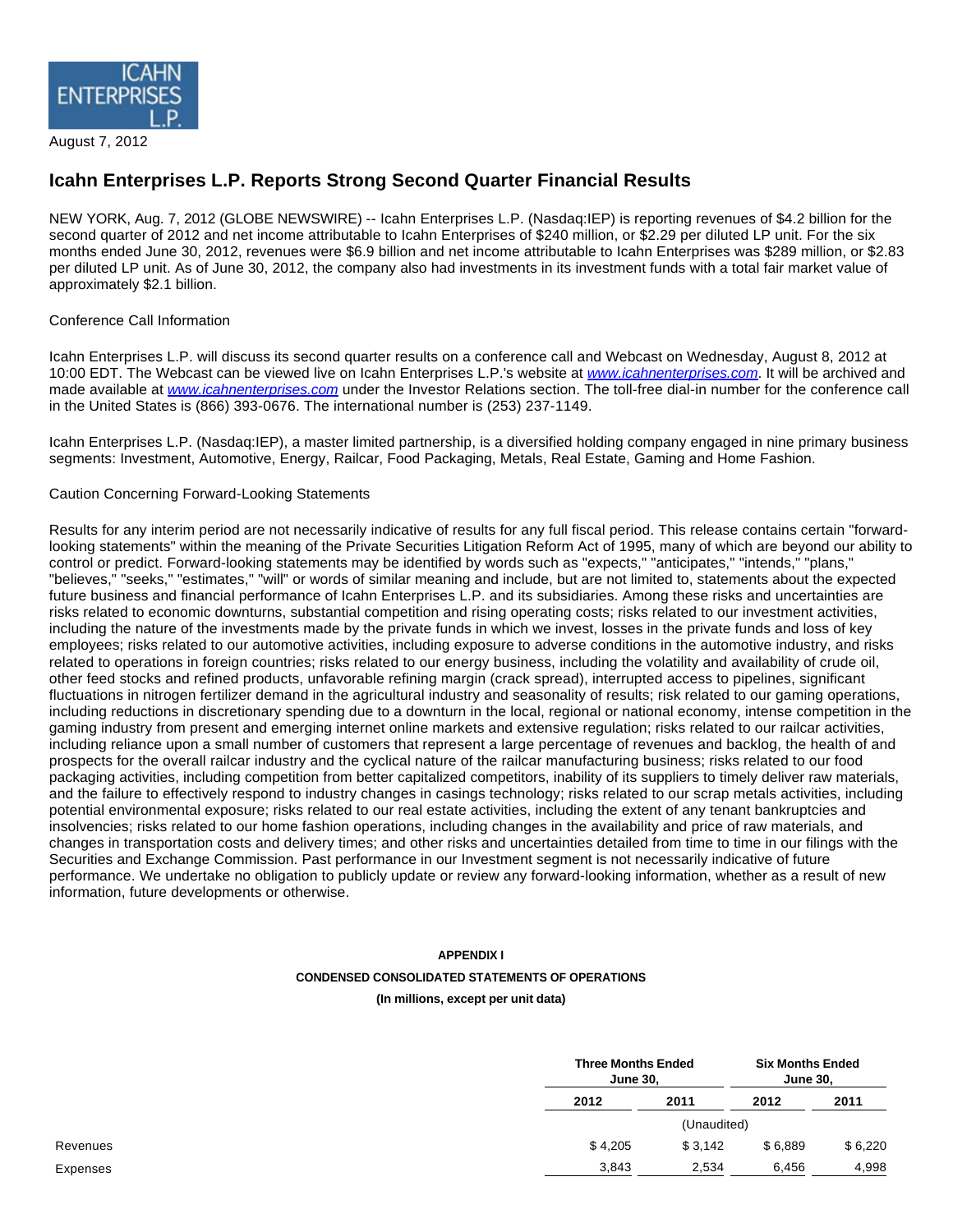ICAHN ENTERPRISES L.P.

August 7, 2012

# Icahn Enterprises L.P. Reports Strong Second Quarter Financial Results

NEW YORK, Aug. 7, 2012 (GLOBE NEWSWIRE) -- Icahn Enterprises L.P. (Nasdaq:IEP) is reporting revenues of $4.2 billion for the second quarter of 2012 and net income attributable to Icahn Enterprises of $240 million, or $2.29 per diluted LP unit. For the six months ended June 30, 2012, revenues were $6.9 billion and net income attributable to Icahn Enterprises was $289 million, or $2.83 per diluted LP unit. As of June 30, 2012, the company also had investments in its investment funds with a total fair market value of approximately $2.1 billion.

Conference Call Information

Icahn Enterprises L.P. will discuss its second quarter results on a conference call and Webcast on Wednesday, August 8, 2012 at 10:00 EDT. The Webcast can be viewed live on Icahn Enterprises L.P.'s website at *www.icahnenterprises.com*. It will be archived and made available at *www.icahnenterprises.com* under the Investor Relations section. The toll-free dial-in number for the conference call in the United States is (866) 393-0676. The international number is (253) 237-1149.

Icahn Enterprises L.P. (Nasdaq:IEP), a master limited partnership, is a diversified holding company engaged in nine primary business segments: Investment, Automotive, Energy, Railcar, Food Packaging, Metals, Real Estate, Gaming and Home Fashion.

Caution Concerning Forward-Looking Statements

Results for any interim period are not necessarily indicative of results for any full fiscal period. This release contains certain "forward-looking statements" within the meaning of the Private Securities Litigation Reform Act of 1995, many of which are beyond our ability to control or predict. Forward-looking statements may be identified by words such as "expects," "anticipates," "intends," "plans," "believes," "seeks," "estimates," "will" or words of similar meaning and include, but are not limited to, statements about the expected future business and financial performance of Icahn Enterprises L.P. and its subsidiaries. Among these risks and uncertainties are risks related to economic downturns, substantial competition and rising operating costs; risks related to our investment activities, including the nature of the investments made by the private funds in which we invest, losses in the private funds and loss of key employees; risks related to our automotive activities, including exposure to adverse conditions in the automotive industry, and risks related to operations in foreign countries; risks related to our energy business, including the volatility and availability of crude oil, other feed stocks and refined products, unfavorable refining margin (crack spread), interrupted access to pipelines, significant fluctuations in nitrogen fertilizer demand in the agricultural industry and seasonality of results; risk related to our gaming operations, including reductions in discretionary spending due to a downturn in the local, regional or national economy, intense competition in the gaming industry from present and emerging internet online markets and extensive regulation; risks related to our railcar activities, including reliance upon a small number of customers that represent a large percentage of revenues and backlog, the health of and prospects for the overall railcar industry and the cyclical nature of the railcar manufacturing business; risks related to our food packaging activities, including competition from better capitalized competitors, inability of its suppliers to timely deliver raw materials, and the failure to effectively respond to industry changes in casings technology; risks related to our scrap metals activities, including potential environmental exposure; risks related to our real estate activities, including the extent of any tenant bankruptcies and insolvencies; risks related to our home fashion operations, including changes in the availability and price of raw materials, and changes in transportation costs and delivery times; and other risks and uncertainties detailed from time to time in our filings with the Securities and Exchange Commission. Past performance in our Investment segment is not necessarily indicative of future performance. We undertake no obligation to publicly update or review any forward-looking information, whether as a result of new information, future developments or otherwise.

**APPENDIX I**

**CONDENSED CONSOLIDATED STATEMENTS OF OPERATIONS**

**(In millions, except per unit data)**

| | Three Months Ended June 30, | | Six Months Ended June 30, | |
|---|---|---|---|---|
| | **2012** | **2011** | **2012** | **2011** |
| | (Unaudited) | | | |
| Revenues | $ 4,205 | $ 3,142 | $ 6,889 | $ 6,220 |
| Expenses | 3,843 | 2,534 | 6,456 | 4,998 |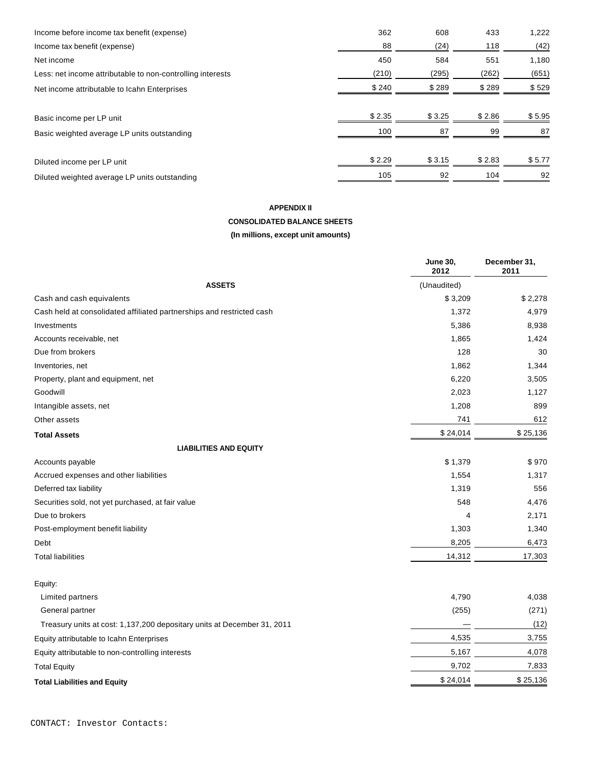| | | | | |
|---|---|---|---|---|
| Income before income tax benefit (expense) | 362 | 608 | 433 | 1,222 |
| Income tax benefit (expense) | 88 | (24) | 118 | (42) |
| Net income | 450 | 584 | 551 | 1,180 |
| Less: net income attributable to non-controlling interests | (210) | (295) | (262) | (651) |
| Net income attributable to Icahn Enterprises | $ 240 | $ 289 | $ 289 | $ 529 |
| Basic income per LP unit | $ 2.35 | $ 3.25 | $ 2.86 | $ 5.95 |
| Basic weighted average LP units outstanding | 100 | 87 | 99 | 87 |
| Diluted income per LP unit | $ 2.29 | $ 3.15 | $ 2.83 | $ 5.77 |
| Diluted weighted average LP units outstanding | 105 | 92 | 104 | 92 |

**APPENDIX II**

**CONSOLIDATED BALANCE SHEETS**

**(In millions, except unit amounts)**

| | June 30, 2012 | December 31, 2011 |
|---|---|---|
| **ASSETS** | (Unaudited) | |
| Cash and cash equivalents | $ 3,209 | $ 2,278 |
| Cash held at consolidated affiliated partnerships and restricted cash | 1,372 | 4,979 |
| Investments | 5,386 | 8,938 |
| Accounts receivable, net | 1,865 | 1,424 |
| Due from brokers | 128 | 30 |
| Inventories, net | 1,862 | 1,344 |
| Property, plant and equipment, net | 6,220 | 3,505 |
| Goodwill | 2,023 | 1,127 |
| Intangible assets, net | 1,208 | 899 |
| Other assets | 741 | 612 |
| **Total Assets** | $ 24,014 | $ 25,136 |
| **LIABILITIES AND EQUITY** | | |
| Accounts payable | $ 1,379 | $ 970 |
| Accrued expenses and other liabilities | 1,554 | 1,317 |
| Deferred tax liability | 1,319 | 556 |
| Securities sold, not yet purchased, at fair value | 548 | 4,476 |
| Due to brokers | 4 | 2,171 |
| Post-employment benefit liability | 1,303 | 1,340 |
| Debt | 8,205 | 6,473 |
| Total liabilities | 14,312 | 17,303 |
| Equity: | | |
| Limited partners | 4,790 | 4,038 |
| General partner | (255) | (271) |
| Treasury units at cost: 1,137,200 depositary units at December 31, 2011 | — | (12) |
| Equity attributable to Icahn Enterprises | 4,535 | 3,755 |
| Equity attributable to non-controlling interests | 5,167 | 4,078 |
| Total Equity | 9,702 | 7,833 |
| **Total Liabilities and Equity** | $ 24,014 | $ 25,136 |

CONTACT: Investor Contacts: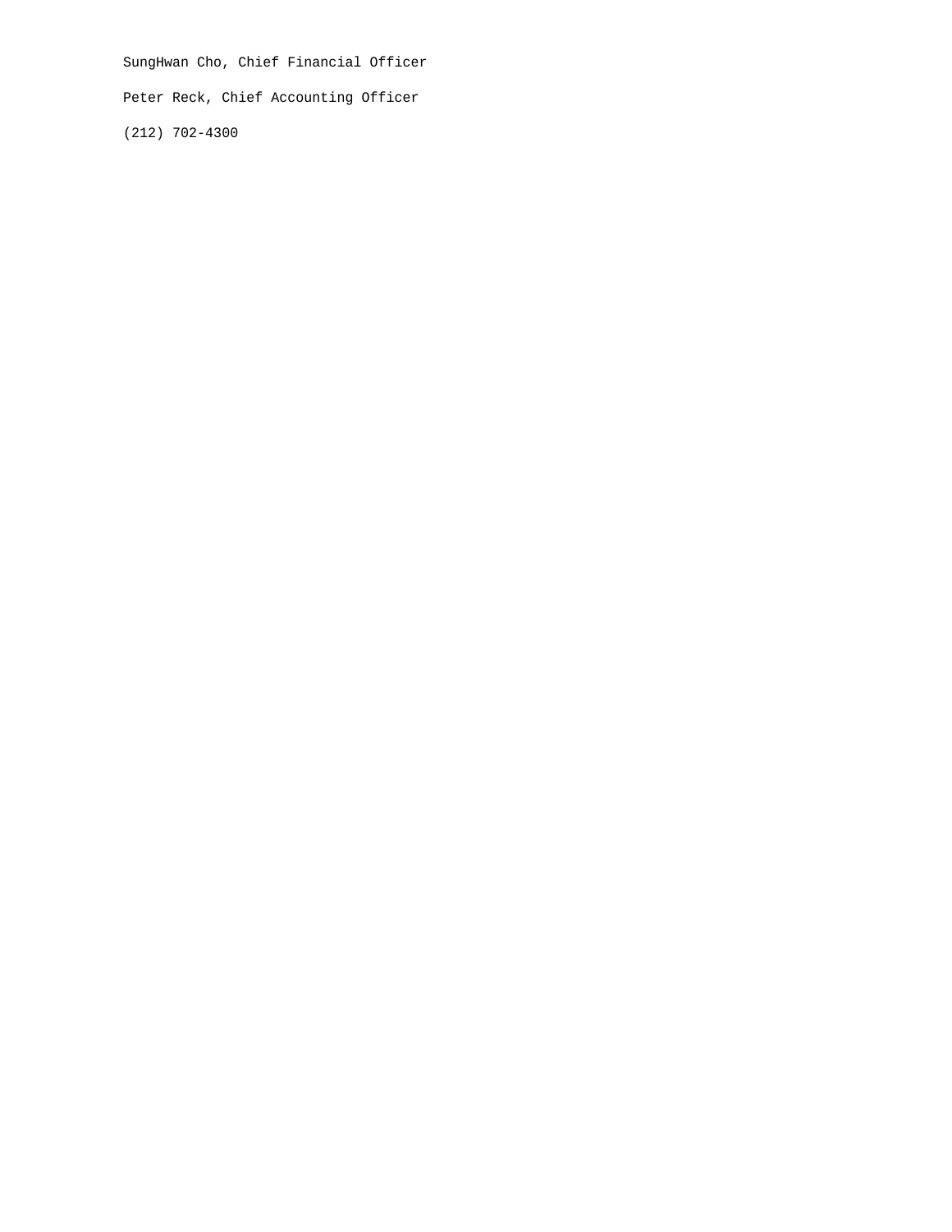SungHwan Cho, Chief Financial Officer

Peter Reck, Chief Accounting Officer

(212) 702-4300